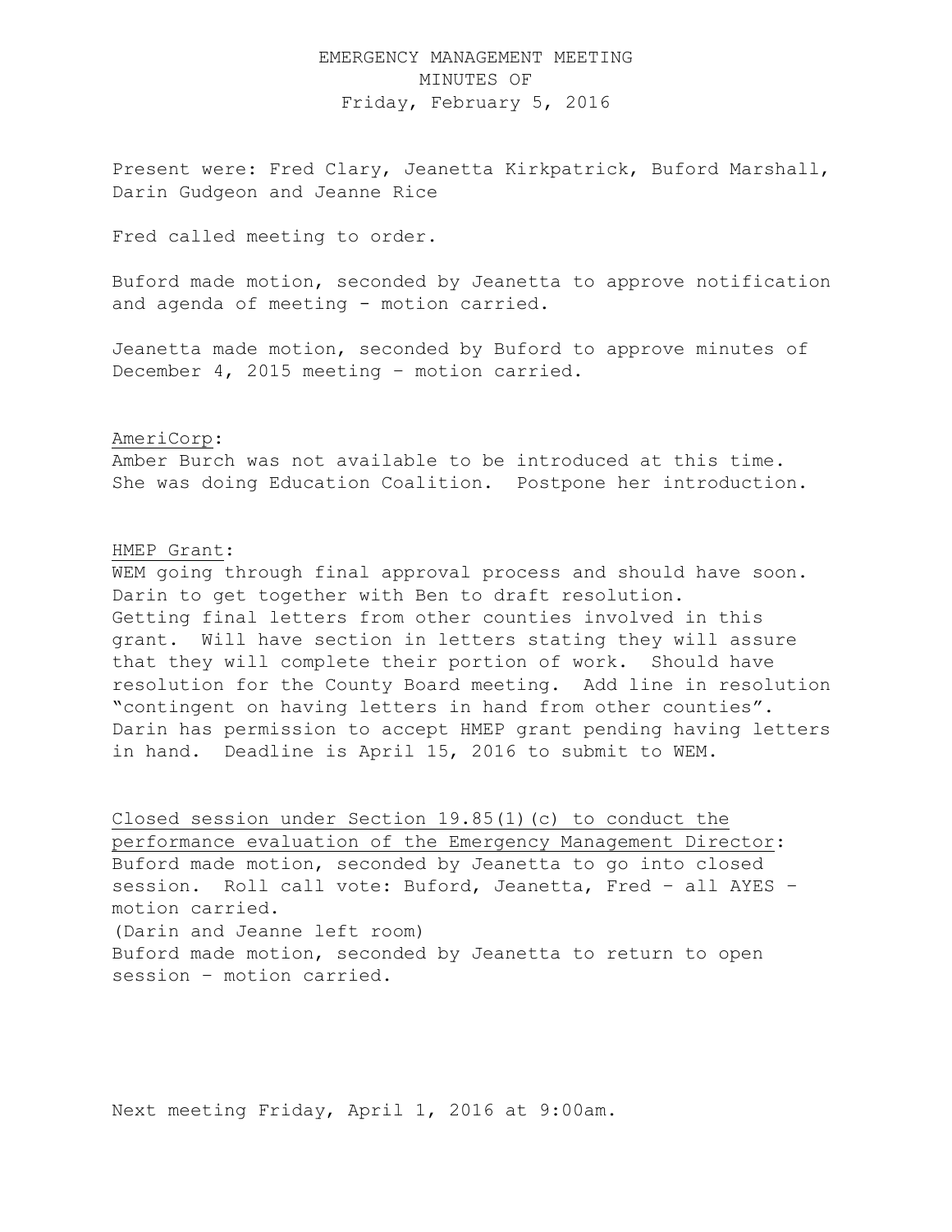# EMERGENCY MANAGEMENT MEETING
## MINUTES OF
### Friday, February 5, 2016

Present were: Fred Clary, Jeanetta Kirkpatrick, Buford Marshall, Darin Gudgeon and Jeanne Rice

Fred called meeting to order.

Buford made motion, seconded by Jeanetta to approve notification and agenda of meeting - motion carried.

Jeanetta made motion, seconded by Buford to approve minutes of December 4, 2015 meeting – motion carried.

<u>AmeriCorp</u>:
Amber Burch was not available to be introduced at this time. She was doing Education Coalition. Postpone her introduction.

<u>HMEP Grant</u>:
WEM going through final approval process and should have soon. Darin to get together with Ben to draft resolution. Getting final letters from other counties involved in this grant. Will have section in letters stating they will assure that they will complete their portion of work. Should have resolution for the County Board meeting. Add line in resolution "contingent on having letters in hand from other counties". Darin has permission to accept HMEP grant pending having letters in hand. Deadline is April 15, 2016 to submit to WEM.

<u>Closed session under Section 19.85(1)(c) to conduct the performance evaluation of the Emergency Management Director</u>:
Buford made motion, seconded by Jeanetta to go into closed session. Roll call vote: Buford, Jeanetta, Fred – all AYES – motion carried.
(Darin and Jeanne left room)
Buford made motion, seconded by Jeanetta to return to open session – motion carried.

Next meeting Friday, April 1, 2016 at 9:00am.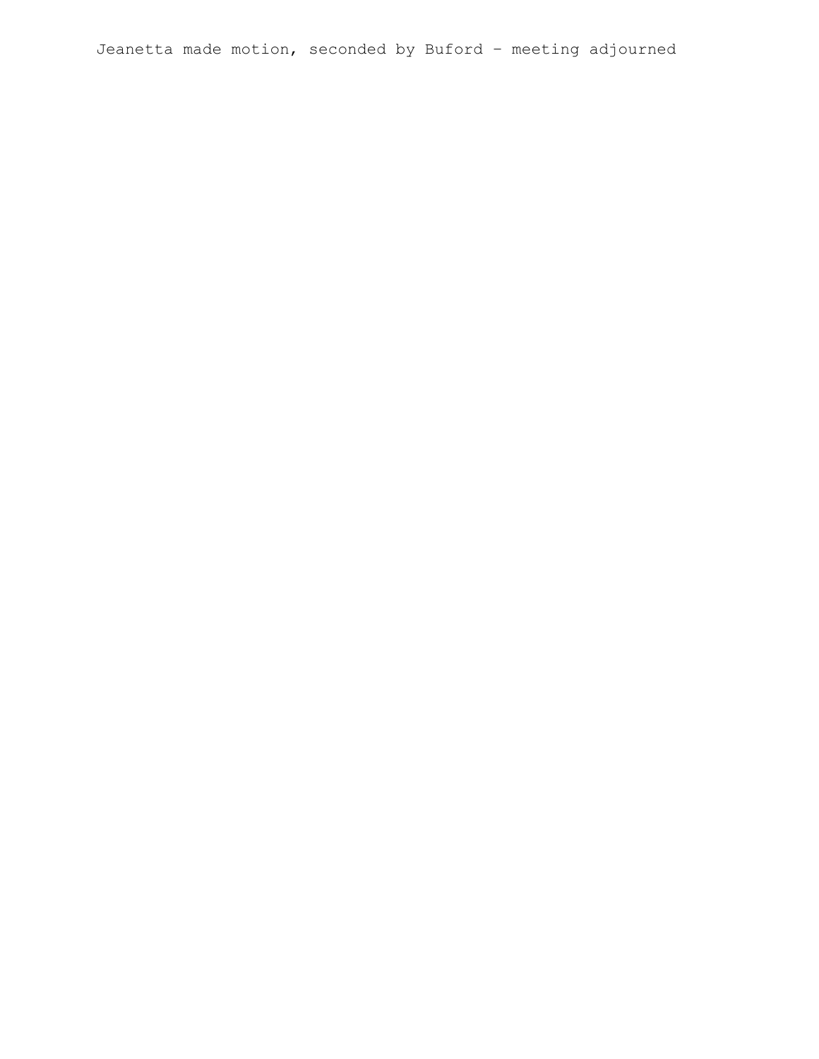Jeanetta made motion, seconded by Buford - meeting adjourned